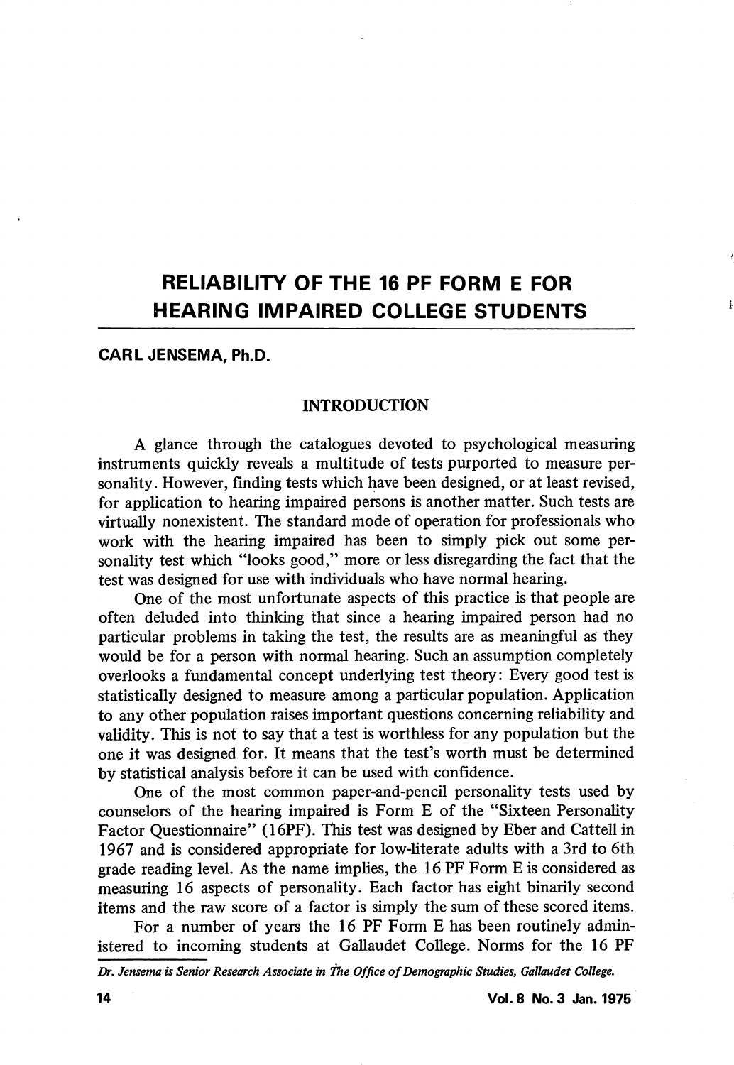# RELIABILITY OF THE 16 PF FORM E FOR HEARING IMPAIRED COLLEGE STUDENTS

**CARL JENSEMA, Ph.D.**

## INTRODUCTION

A glance through the catalogues devoted to psychological measuring instruments quickly reveals a multitude of tests purported to measure personality. However, finding tests which have been designed, or at least revised, for application to hearing impaired persons is another matter. Such tests are virtually nonexistent. The standard mode of operation for professionals who work with the hearing impaired has been to simply pick out some personality test which "looks good," more or less disregarding the fact that the test was designed for use with individuals who have normal hearing.

One of the most unfortunate aspects of this practice is that people are often deluded into thinking that since a hearing impaired person had no particular problems in taking the test, the results are as meaningful as they would be for a person with normal hearing. Such an assumption completely overlooks a fundamental concept underlying test theory: Every good test is statistically designed to measure among a particular population. Application to any other population raises important questions concerning reliability and validity. This is not to say that a test is worthless for any population but the one it was designed for. It means that the test's worth must be determined by statistical analysis before it can be used with confidence.

One of the most common paper-and-pencil personality tests used by counselors of the hearing impaired is Form E of the "Sixteen Personality Factor Questionnaire" (16PF). This test was designed by Eber and Cattell in 1967 and is considered appropriate for low-literate adults with a 3rd to 6th grade reading level. As the name implies, the 16 PF Form E is considered as measuring 16 aspects of personality. Each factor has eight binarily second items and the raw score of a factor is simply the sum of these scored items.

For a number of years the 16 PF Form E has been routinely administered to incoming students at Gallaudet College. Norms for the 16 PF

*Dr. Jensema is Senior Research Associate in The Office of Demographic Studies, Gallaudet College.*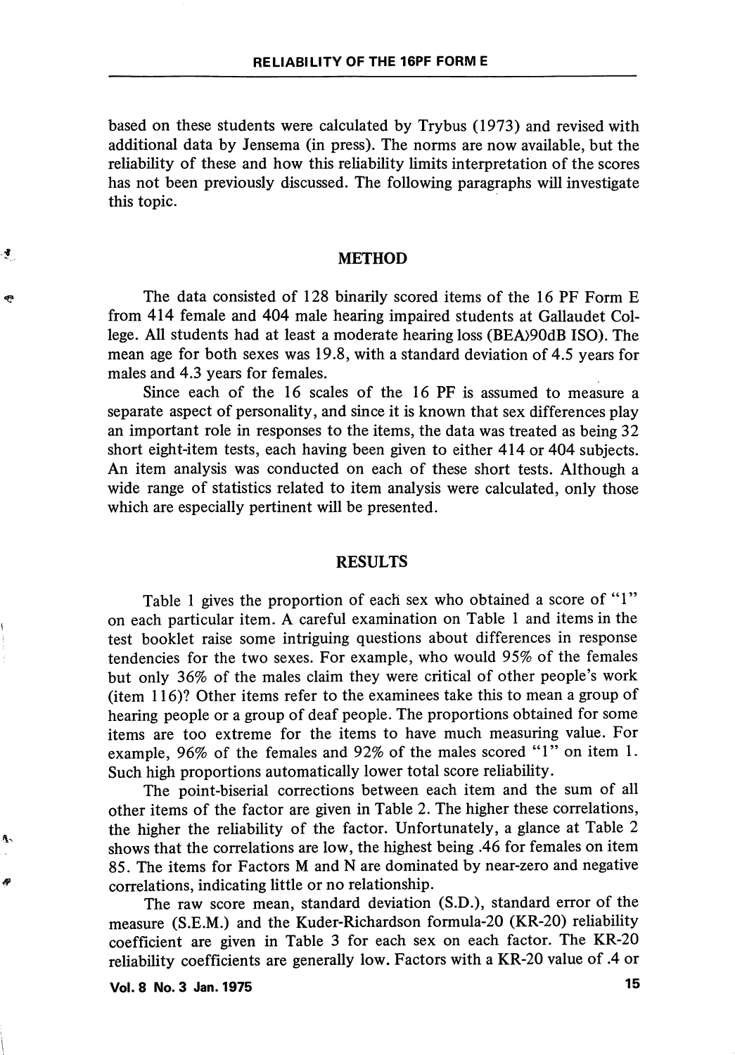based on these students were calculated by Trybus (1973) and revised with additional data by Jensema (in press). The norms are now available, but the reliability of these and how this reliability limits interpretation of the scores has not been previously discussed. The following paragraphs will investigate this topic.

## METHOD

The data consisted of 128 binarily scored items of the 16 PF Form E from 414 female and 404 male hearing impaired students at Gallaudet College. All students had at least a moderate hearing loss (BEA)90dB ISO). The mean age for both sexes was 19.8, with a standard deviation of 4.5 years for males and 4.3 years for females.

Since each of the 16 scales of the 16 PF is assumed to measure a separate aspect of personality, and since it is known that sex differences play an important role in responses to the items, the data was treated as being 32 short eight-item tests, each having been given to either 414 or 404 subjects. An item analysis was conducted on each of these short tests. Although a wide range of statistics related to item analysis were calculated, only those which are especially pertinent will be presented.

## RESULTS

Table 1 gives the proportion of each sex who obtained a score of "1" on each particular item. A careful examination on Table 1 and items in the test booklet raise some intriguing questions about differences in response tendencies for the two sexes. For example, who would 95% of the females but only 36% of the males claim they were critical of other people's work (item 116)? Other items refer to the examinees take this to mean a group of hearing people or a group of deaf people. The proportions obtained for some items are too extreme for the items to have much measuring value. For example, 96% of the females and 92% of the males scored "1" on item 1. Such high proportions automatically lower total score reliability.

The point-biserial corrections between each item and the sum of all other items of the factor are given in Table 2. The higher these correlations, the higher the reliability of the factor. Unfortunately, a glance at Table 2 shows that the correlations are low, the highest being .46 for females on item 85. The items for Factors M and N are dominated by near-zero and negative correlations, indicating little or no relationship.

The raw score mean, standard deviation (S.D.), standard error of the measure (S.E.M.) and the Kuder-Richardson formula-20 (KR-20) reliability coefficient are given in Table 3 for each sex on each factor. The KR-20 reliability coefficients are generally low. Factors with a KR-20 value of .4 or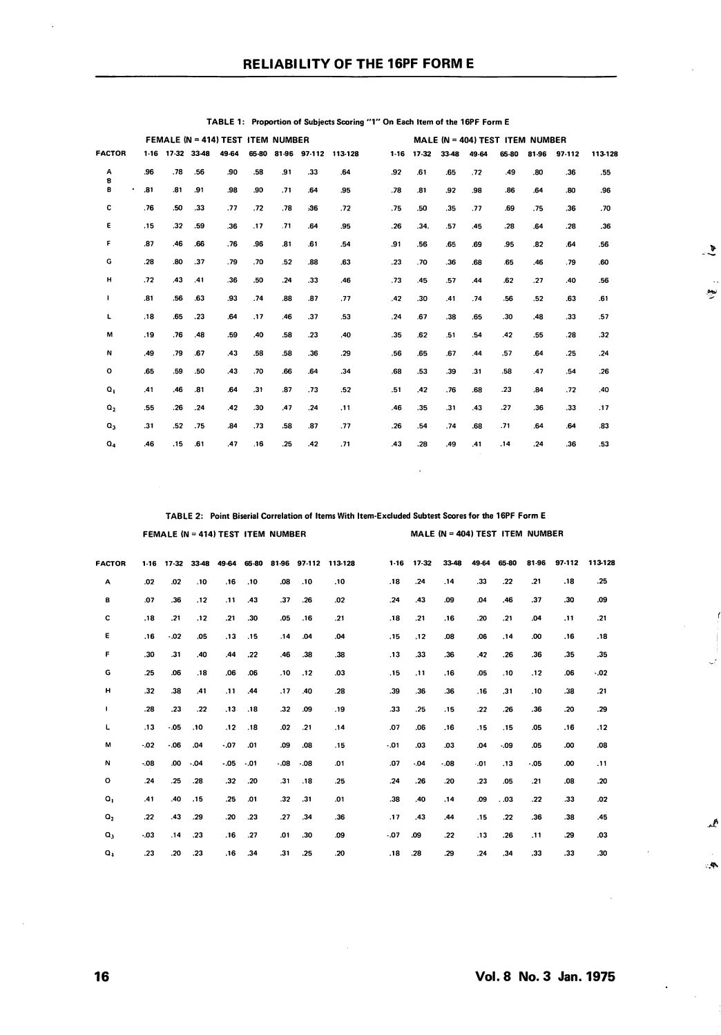**TABLE 1: Proportion of Subjects Scoring "1" On Each Item of the 16PF Form E**

| | FEMALE (N = 414) TEST ITEM NUMBER | | | | | | | | MALE (N = 404) TEST ITEM NUMBER | | | | | | | |
|---|---|---|---|---|---|---|---|---|---|---|---|---|---|---|---|---|
| FACTOR | 1-16 | 17-32 | 33-48 | 49-64 | 65-80 | 81-96 | 97-112 | 113-128 | 1-16 | 17-32 | 33-48 | 49-64 | 65-80 | 81-96 | 97-112 | 113-128 |
| A | .96 | .78 | .56 | .90 | .58 | .91 | .33 | .64 | .92 | .61 | .65 | .72 | .49 | .80 | .36 | .55 |
| B | .81 | .81 | .91 | .98 | .90 | .71 | .64 | .95 | .78 | .81 | .92 | .98 | .86 | .64 | .80 | .96 |
| C | .76 | .50 | .33 | .77 | .72 | .78 | .36 | .72 | .75 | .50 | .35 | .77 | .69 | .75 | .36 | .70 |
| E | .15 | .32 | .59 | .36 | .17 | .71 | .64 | .95 | .26 | .34. | .57 | .45 | .28 | .64 | .28 | .36 |
| F | .87 | .46 | .66 | .76 | .96 | .81 | .61 | .54 | .91 | .56 | .65 | .69 | .95 | .82 | .64 | .56 |
| G | .28 | .80 | .37 | .79 | .70 | .52 | .88 | .63 | .23 | .70 | .36 | .68 | .65 | .46 | .79 | .60 |
| H | .72 | .43 | .41 | .36 | .50 | .24 | .33 | .46 | .73 | .45 | .57 | .44 | .62 | .27 | .40 | .56 |
| I | .81 | .56 | .63 | .93 | .74 | .88 | .87 | .77 | .42 | .30 | .41 | .74 | .56 | .52 | .63 | .61 |
| L | .18 | .65 | .23 | .64 | .17 | .46 | .37 | .53 | .24 | .67 | .38 | .65 | .30 | .48 | .33 | .57 |
| M | .19 | .76 | .48 | .59 | .40 | .58 | .23 | .40 | .35 | .62 | .51 | .54 | .42 | .55 | .28 | .32 |
| N | .49 | .79 | .67 | .43 | .58 | .58 | .36 | .29 | .56 | .65 | .67 | .44 | .57 | .64 | .25 | .24 |
| O | .65 | .59 | .50 | .43 | .70 | .66 | .64 | .34 | .68 | .53 | .39 | .31 | .58 | .47 | .54 | .26 |
| $Q_1$ | .41 | .46 | .81 | .64 | .31 | .87 | .73 | .52 | .51 | .42 | .76 | .68 | .23 | .84 | .72 | .40 |
| $Q_2$ | .55 | .26 | .24 | .42 | .30 | .47 | .24 | .11 | .46 | .35 | .31 | .43 | .27 | .36 | .33 | .17 |
| $Q_3$ | .31 | .52 | .75 | .84 | .73 | .58 | .87 | .77 | .26 | .54 | .74 | .68 | .71 | .64 | .64 | .83 |
| $Q_4$ | .46 | .15 | .61 | .47 | .16 | .25 | .42 | .71 | .43 | .28 | .49 | .41 | .14 | .24 | .36 | .53 |

**TABLE 2: Point Biserial Correlation of Items With Item-Excluded Subtest Scores for the 16PF Form E**

| | FEMALE (N = 414) TEST ITEM NUMBER | | | | | | | | MALE (N = 404) TEST ITEM NUMBER | | | | | | | |
|---|---|---|---|---|---|---|---|---|---|---|---|---|---|---|---|---|
| FACTOR | 1-16 | 17-32 | 33-48 | 49-64 | 65-80 | 81-96 | 97-112 | 113-128 | 1-16 | 17-32 | 33-48 | 49-64 | 65-80 | 81-96 | 97-112 | 113-128 |
| A | .02 | .02 | .10 | .16 | .10 | .08 | .10 | .10 | .18 | .24 | .14 | .33 | .22 | .21 | .18 | .25 |
| B | .07 | .36 | .12 | .11 | .43 | .37 | .26 | .02 | .24 | .43 | .09 | .04 | .46 | .37 | .30 | .09 |
| C | .18 | .21 | .12 | .21 | .30 | .05 | .16 | .21 | .18 | .21 | .16 | .20 | .21 | .04 | .11 | .21 |
| E | .16 | -.02 | .05 | .13 | .15 | .14 | .04 | .04 | .15 | .12 | .08 | .06 | .14 | .00 | .16 | .18 |
| F | .30 | .31 | .40 | .44 | .22 | .46 | .38 | .38 | .13 | .33 | .36 | .42 | .26 | .36 | .35 | .35 |
| G | .25 | .06 | .18 | .06 | .06 | .10 | .12 | .03 | .15 | .11 | .16 | .05 | .10 | .12 | .06 | -.02 |
| H | .32 | .38 | .41 | .11 | .44 | .17 | .40 | .28 | .39 | .36 | .36 | .16 | .31 | .10 | .38 | .21 |
| I | .28 | .23 | .22 | .13 | .18 | .32 | .09 | .19 | .33 | .25 | .15 | .22 | .26 | .36 | .20 | .29 |
| L | .13 | -.05 | .10 | .12 | .18 | .02 | .21 | .14 | .07 | .06 | .16 | .15 | .15 | .05 | .16 | .12 |
| M | -.02 | -.06 | .04 | -.07 | .01 | .09 | .08 | .15 | -.01 | .03 | .03 | .04 | -.09 | .05 | .00 | .08 |
| N | -.08 | .00 | -.04 | -.05 | -.01 | -.08 | -.08 | .01 | .07 | -.04 | -.08 | -.01 | .13 | -.05 | .00 | .11 |
| O | .24 | .25 | .28 | .32 | .20 | .31 | .18 | .25 | .24 | .26 | .20 | .23 | .05 | .21 | .08 | .20 |
| $Q_1$ | .41 | .40 | .15 | .25 | .01 | .32 | .31 | .01 | .38 | .40 | .14 | .09 | .03 | .22 | .33 | .02 |
| $Q_2$ | .22 | .43 | .29 | .20 | .23 | .27 | .34 | .36 | .17 | .43 | .44 | .15 | .22 | .36 | .38 | .45 |
| $Q_3$ | -.03 | .14 | .23 | .16 | .27 | .01 | .30 | .09 | -.07 | .09 | .22 | .13 | .26 | .11 | .29 | .03 |
| $Q_4$ | .23 | .20 | .23 | .16 | .34 | .31 | .25 | .20 | .18 | .28 | .29 | .24 | .34 | .33 | .33 | .30 |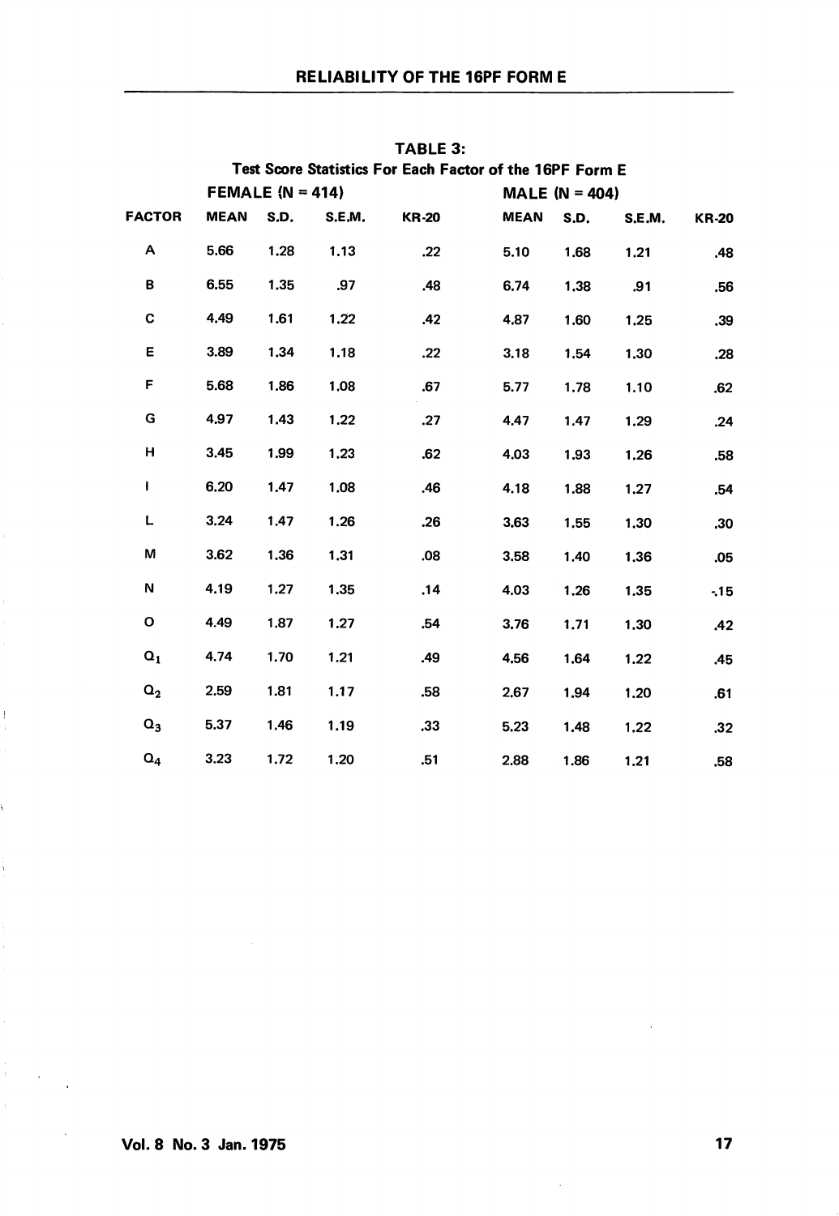**TABLE 3:**
**Test Score Statistics For Each Factor of the 16PF Form E**

| | FEMALE (N = 414) | | | | MALE (N = 404) | | | |
|---|---|---|---|---|---|---|---|---|
| FACTOR | MEAN | S.D. | S.E.M. | KR-20 | MEAN | S.D. | S.E.M. | KR-20 |
| A | 5.66 | 1.28 | 1.13 | .22 | 5.10 | 1.68 | 1.21 | .48 |
| B | 6.55 | 1.35 | .97 | .48 | 6.74 | 1.38 | .91 | .56 |
| C | 4.49 | 1.61 | 1.22 | .42 | 4.87 | 1.60 | 1.25 | .39 |
| E | 3.89 | 1.34 | 1.18 | .22 | 3.18 | 1.54 | 1.30 | .28 |
| F | 5.68 | 1.86 | 1.08 | .67 | 5.77 | 1.78 | 1.10 | .62 |
| G | 4.97 | 1.43 | 1.22 | .27 | 4.47 | 1.47 | 1.29 | .24 |
| H | 3.45 | 1.99 | 1.23 | .62 | 4.03 | 1.93 | 1.26 | .58 |
| I | 6.20 | 1.47 | 1.08 | .46 | 4.18 | 1.88 | 1.27 | .54 |
| L | 3.24 | 1.47 | 1.26 | .26 | 3.63 | 1.55 | 1.30 | .30 |
| M | 3.62 | 1.36 | 1.31 | .08 | 3.58 | 1.40 | 1.36 | .05 |
| N | 4.19 | 1.27 | 1.35 | .14 | 4.03 | 1.26 | 1.35 | -.15 |
| O | 4.49 | 1.87 | 1.27 | .54 | 3.76 | 1.71 | 1.30 | .42 |
| $Q_1$ | 4.74 | 1.70 | 1.21 | .49 | 4.56 | 1.64 | 1.22 | .45 |
| $Q_2$ | 2.59 | 1.81 | 1.17 | .58 | 2.67 | 1.94 | 1.20 | .61 |
| $Q_3$ | 5.37 | 1.46 | 1.19 | .33 | 5.23 | 1.48 | 1.22 | .32 |
| $Q_4$ | 3.23 | 1.72 | 1.20 | .51 | 2.88 | 1.86 | 1.21 | .58 |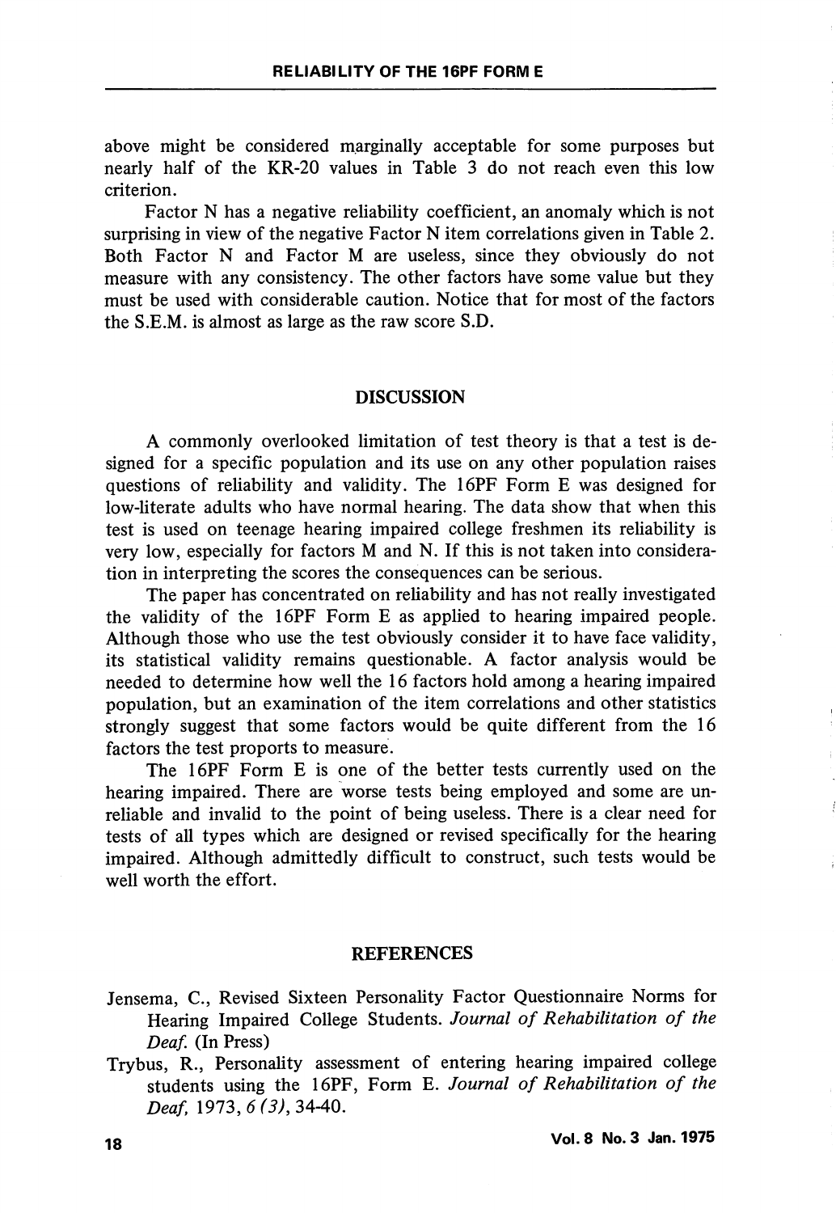above might be considered marginally acceptable for some purposes but nearly half of the KR-20 values in Table 3 do not reach even this low criterion.

Factor N has a negative reliability coefficient, an anomaly which is not surprising in view of the negative Factor N item correlations given in Table 2. Both Factor N and Factor M are useless, since they obviously do not measure with any consistency. The other factors have some value but they must be used with considerable caution. Notice that for most of the factors the S.E.M. is almost as large as the raw score S.D.

## DISCUSSION

A commonly overlooked limitation of test theory is that a test is designed for a specific population and its use on any other population raises questions of reliability and validity. The 16PF Form E was designed for low-literate adults who have normal hearing. The data show that when this test is used on teenage hearing impaired college freshmen its reliability is very low, especially for factors M and N. If this is not taken into consideration in interpreting the scores the consequences can be serious.

The paper has concentrated on reliability and has not really investigated the validity of the 16PF Form E as applied to hearing impaired people. Although those who use the test obviously consider it to have face validity, its statistical validity remains questionable. A factor analysis would be needed to determine how well the 16 factors hold among a hearing impaired population, but an examination of the item correlations and other statistics strongly suggest that some factors would be quite different from the 16 factors the test proports to measure.

The 16PF Form E is one of the better tests currently used on the hearing impaired. There are worse tests being employed and some are unreliable and invalid to the point of being useless. There is a clear need for tests of all types which are designed or revised specifically for the hearing impaired. Although admittedly difficult to construct, such tests would be well worth the effort.

## REFERENCES

Jensema, C., Revised Sixteen Personality Factor Questionnaire Norms for Hearing Impaired College Students. *Journal of Rehabilitation of the Deaf.* (In Press)

Trybus, R., Personality assessment of entering hearing impaired college students using the 16PF, Form E. *Journal of Rehabilitation of the Deaf*, 1973, *6 (3)*, 34-40.